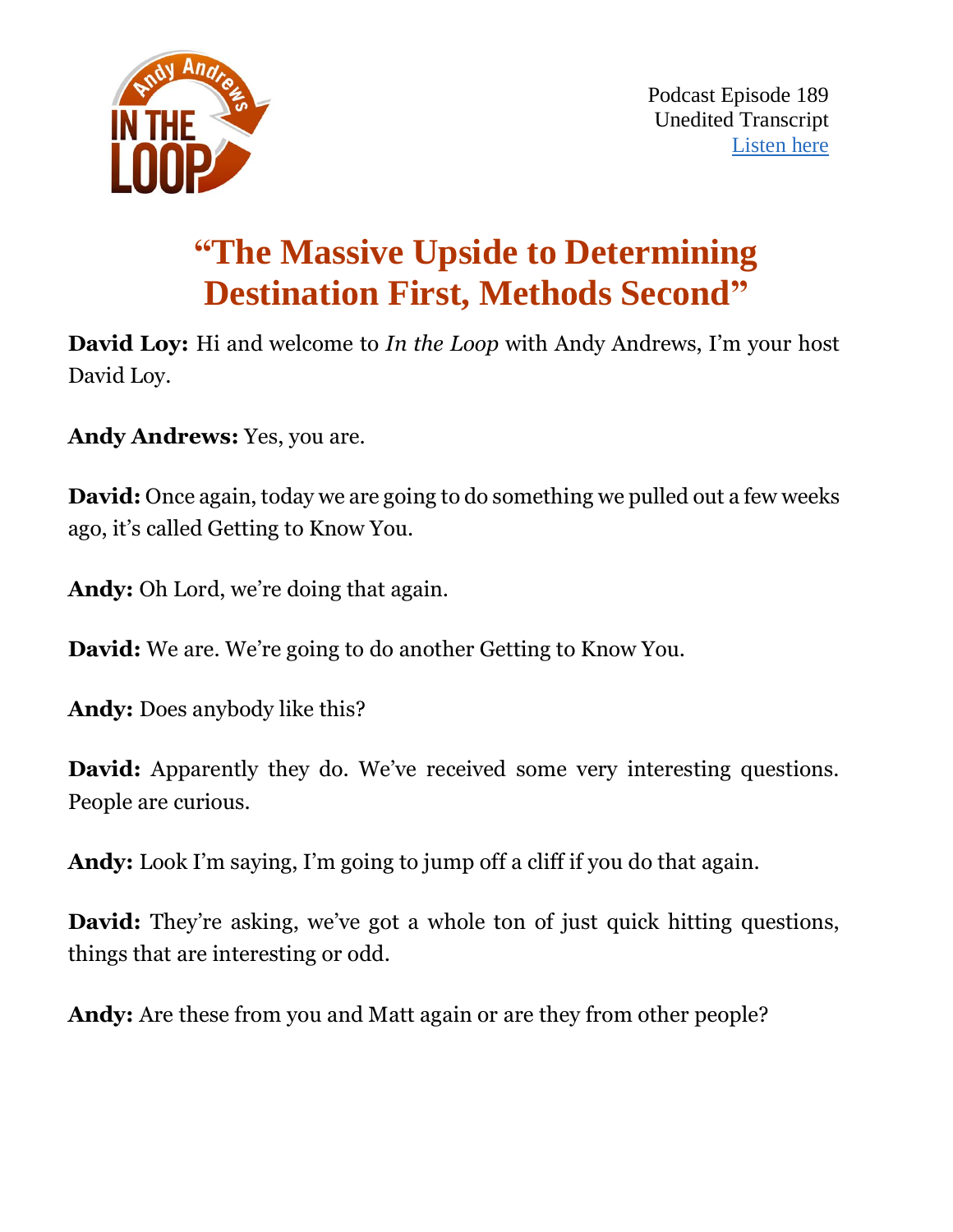Podcast Episode 189
Unedited Transcript
Listen here

# "The Massive Upside to Determining Destination First, Methods Second"

**David Loy:** Hi and welcome to *In the Loop* with Andy Andrews, I'm your host David Loy.

**Andy Andrews:** Yes, you are.

**David:** Once again, today we are going to do something we pulled out a few weeks ago, it's called Getting to Know You.

**Andy:** Oh Lord, we're doing that again.

**David:** We are. We're going to do another Getting to Know You.

**Andy:** Does anybody like this?

**David:** Apparently they do. We've received some very interesting questions. People are curious.

**Andy:** Look I'm saying, I'm going to jump off a cliff if you do that again.

**David:** They're asking, we've got a whole ton of just quick hitting questions, things that are interesting or odd.

**Andy:** Are these from you and Matt again or are they from other people?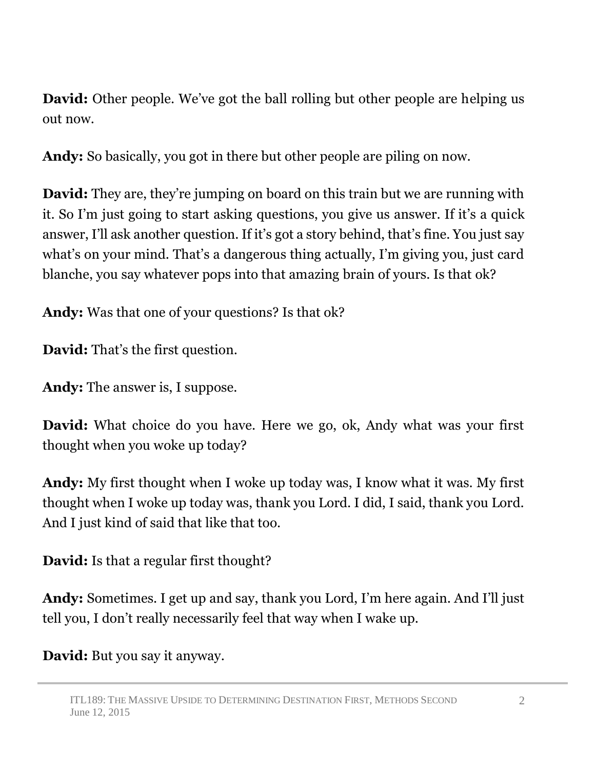**David:** Other people. We've got the ball rolling but other people are helping us out now.

**Andy:** So basically, you got in there but other people are piling on now.

**David:** They are, they're jumping on board on this train but we are running with it. So I'm just going to start asking questions, you give us answer. If it's a quick answer, I'll ask another question. If it's got a story behind, that's fine. You just say what's on your mind. That's a dangerous thing actually, I'm giving you, just card blanche, you say whatever pops into that amazing brain of yours. Is that ok?

**Andy:** Was that one of your questions? Is that ok?

**David:** That's the first question.

**Andy:** The answer is, I suppose.

**David:** What choice do you have. Here we go, ok, Andy what was your first thought when you woke up today?

**Andy:** My first thought when I woke up today was, I know what it was. My first thought when I woke up today was, thank you Lord. I did, I said, thank you Lord. And I just kind of said that like that too.

**David:** Is that a regular first thought?

**Andy:** Sometimes. I get up and say, thank you Lord, I'm here again. And I'll just tell you, I don't really necessarily feel that way when I wake up.

**David:** But you say it anyway.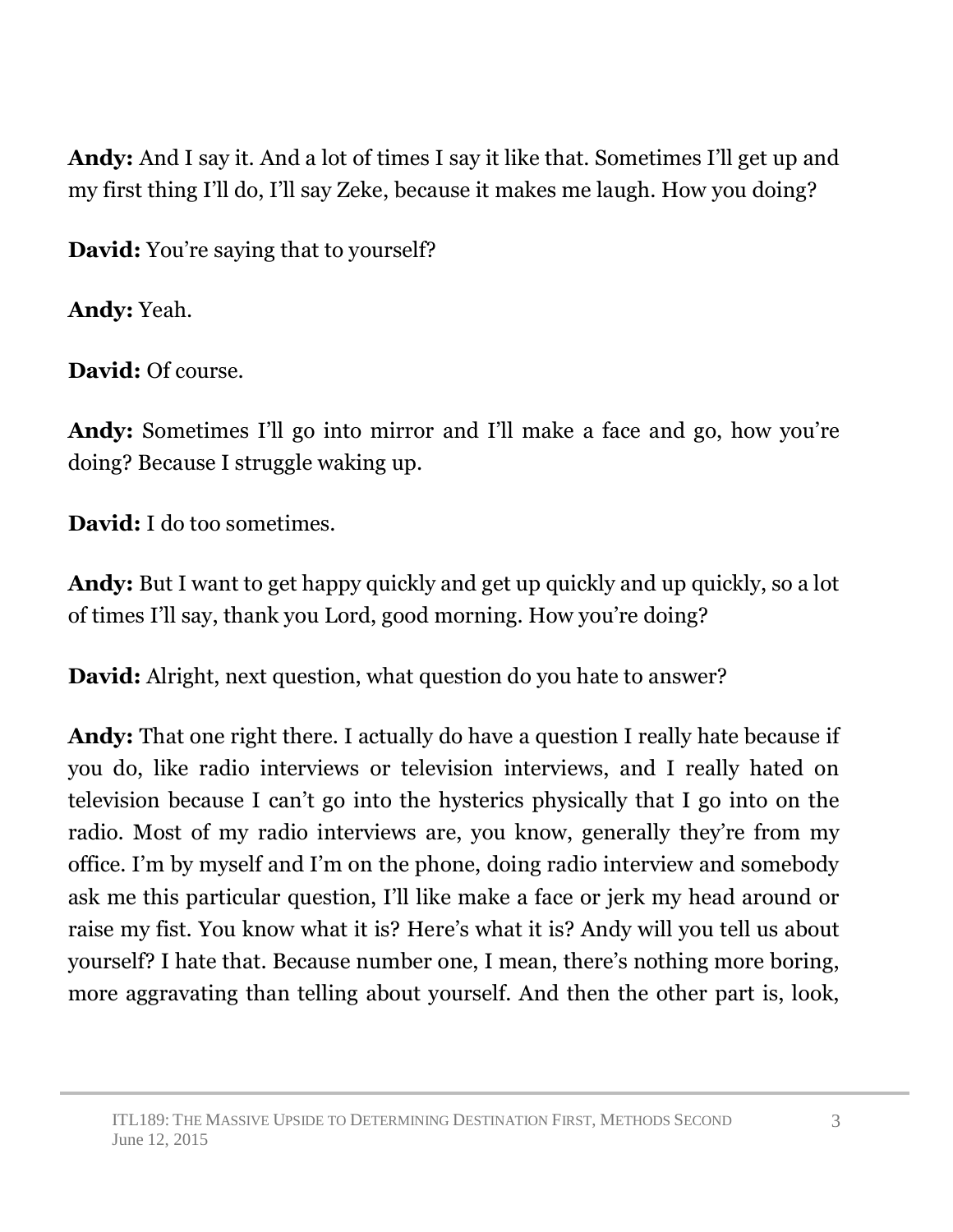**Andy:** And I say it. And a lot of times I say it like that. Sometimes I'll get up and my first thing I'll do, I'll say Zeke, because it makes me laugh. How you doing?

**David:** You're saying that to yourself?

**Andy:** Yeah.

**David:** Of course.

**Andy:** Sometimes I'll go into mirror and I'll make a face and go, how you're doing? Because I struggle waking up.

**David:** I do too sometimes.

**Andy:** But I want to get happy quickly and get up quickly and up quickly, so a lot of times I'll say, thank you Lord, good morning. How you're doing?

**David:** Alright, next question, what question do you hate to answer?

**Andy:** That one right there. I actually do have a question I really hate because if you do, like radio interviews or television interviews, and I really hated on television because I can't go into the hysterics physically that I go into on the radio. Most of my radio interviews are, you know, generally they're from my office. I'm by myself and I'm on the phone, doing radio interview and somebody ask me this particular question, I'll like make a face or jerk my head around or raise my fist. You know what it is? Here's what it is? Andy will you tell us about yourself? I hate that. Because number one, I mean, there's nothing more boring, more aggravating than telling about yourself. And then the other part is, look,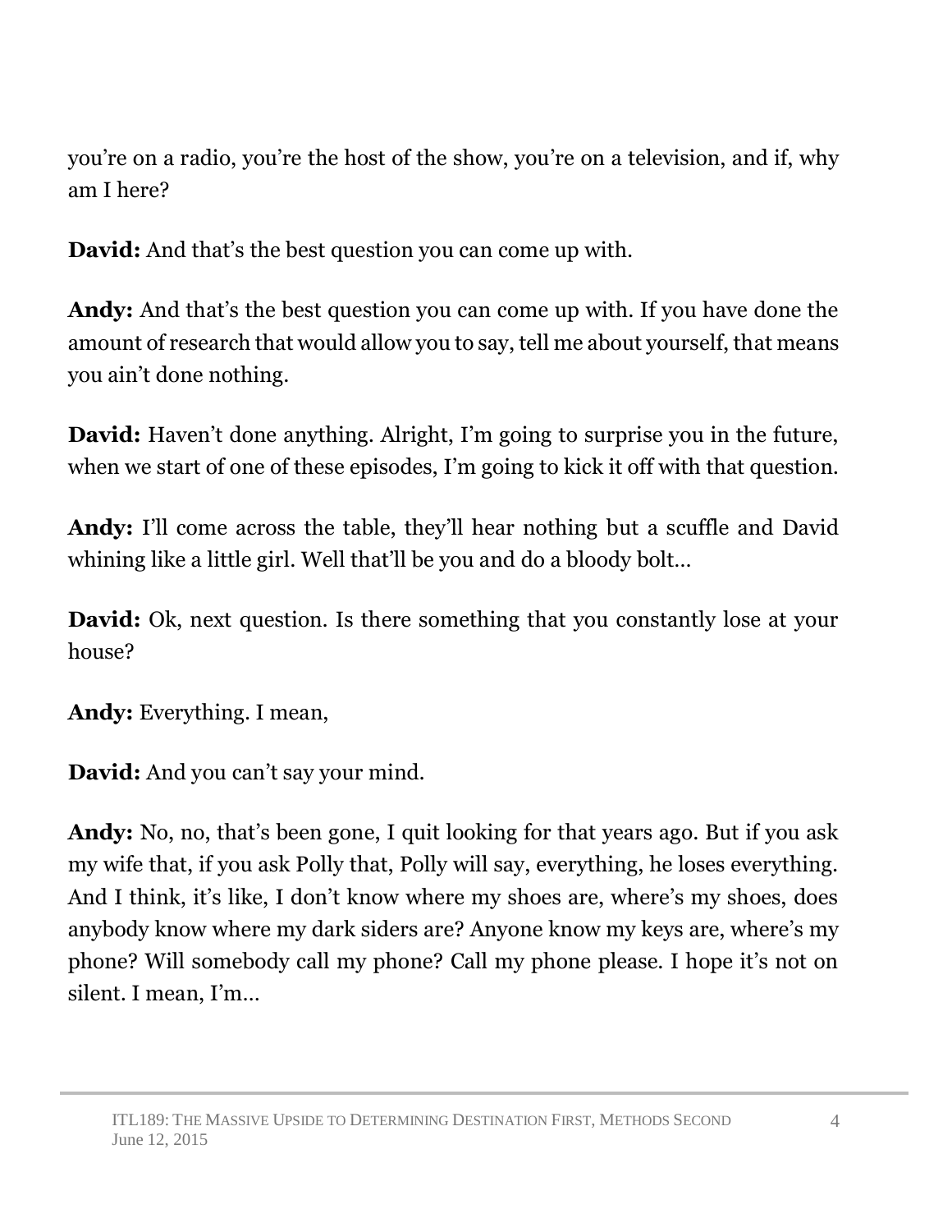you're on a radio, you're the host of the show, you're on a television, and if, why am I here?

**David:** And that's the best question you can come up with.

**Andy:** And that's the best question you can come up with. If you have done the amount of research that would allow you to say, tell me about yourself, that means you ain't done nothing.

**David:** Haven't done anything. Alright, I'm going to surprise you in the future, when we start of one of these episodes, I'm going to kick it off with that question.

**Andy:** I'll come across the table, they'll hear nothing but a scuffle and David whining like a little girl. Well that'll be you and do a bloody bolt…

**David:** Ok, next question. Is there something that you constantly lose at your house?

**Andy:** Everything. I mean,

**David:** And you can't say your mind.

**Andy:** No, no, that's been gone, I quit looking for that years ago. But if you ask my wife that, if you ask Polly that, Polly will say, everything, he loses everything. And I think, it's like, I don't know where my shoes are, where's my shoes, does anybody know where my dark siders are? Anyone know my keys are, where's my phone? Will somebody call my phone? Call my phone please. I hope it's not on silent. I mean, I'm…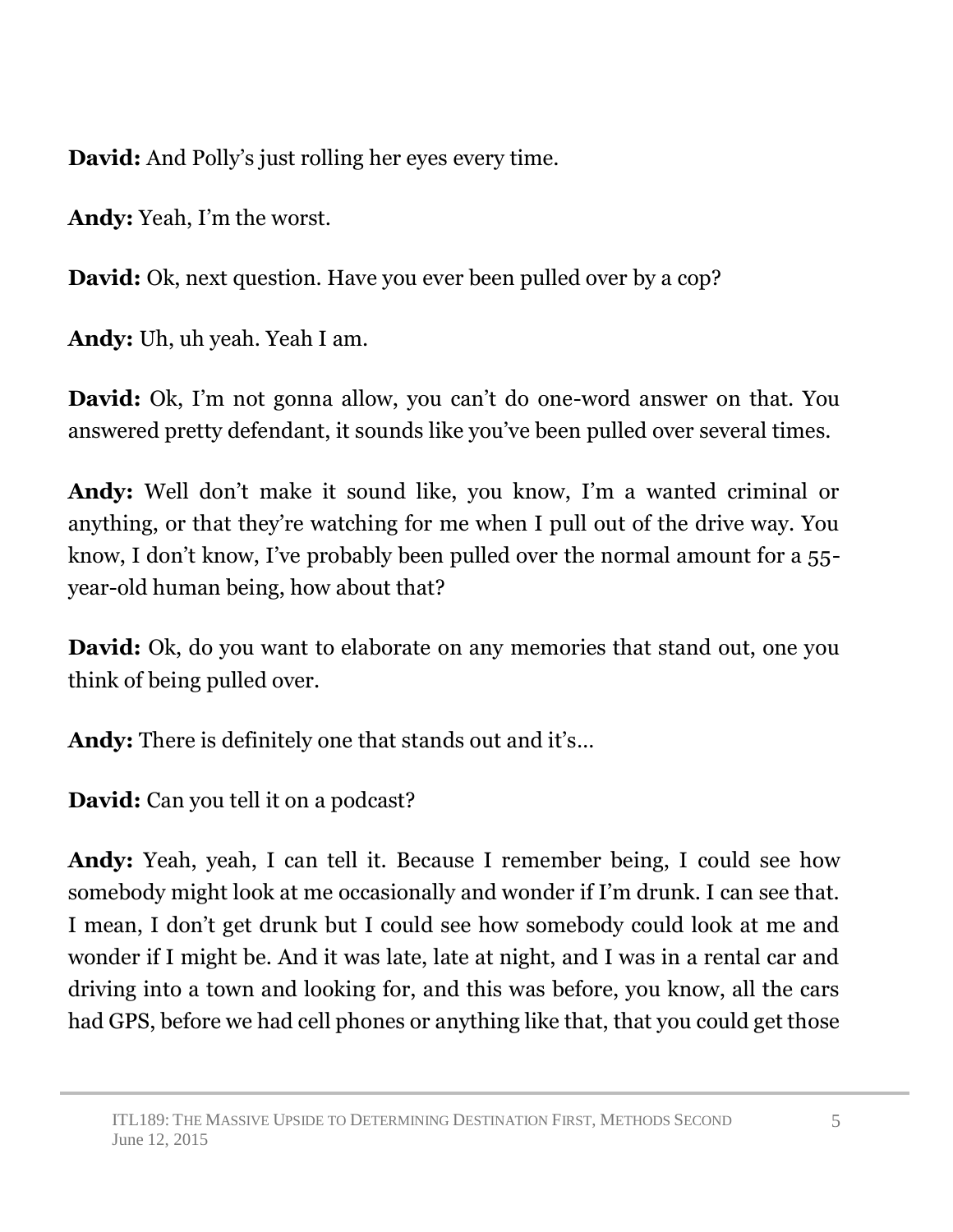**David:** And Polly's just rolling her eyes every time.

**Andy:** Yeah, I'm the worst.

**David:** Ok, next question. Have you ever been pulled over by a cop?

**Andy:** Uh, uh yeah. Yeah I am.

**David:** Ok, I'm not gonna allow, you can't do one-word answer on that. You answered pretty defendant, it sounds like you've been pulled over several times.

**Andy:** Well don't make it sound like, you know, I'm a wanted criminal or anything, or that they're watching for me when I pull out of the drive way. You know, I don't know, I've probably been pulled over the normal amount for a 55-year-old human being, how about that?

**David:** Ok, do you want to elaborate on any memories that stand out, one you think of being pulled over.

**Andy:** There is definitely one that stands out and it's…

**David:** Can you tell it on a podcast?

**Andy:** Yeah, yeah, I can tell it. Because I remember being, I could see how somebody might look at me occasionally and wonder if I'm drunk. I can see that. I mean, I don't get drunk but I could see how somebody could look at me and wonder if I might be. And it was late, late at night, and I was in a rental car and driving into a town and looking for, and this was before, you know, all the cars had GPS, before we had cell phones or anything like that, that you could get those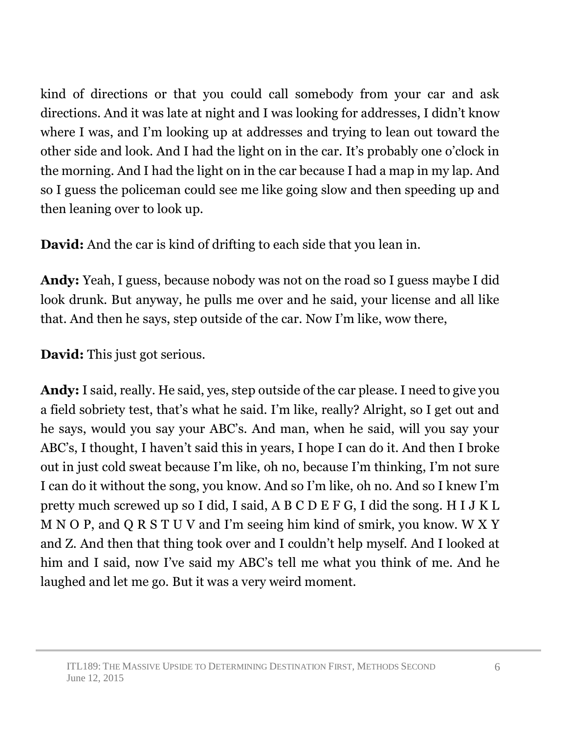kind of directions or that you could call somebody from your car and ask directions. And it was late at night and I was looking for addresses, I didn't know where I was, and I'm looking up at addresses and trying to lean out toward the other side and look. And I had the light on in the car. It's probably one o'clock in the morning. And I had the light on in the car because I had a map in my lap. And so I guess the policeman could see me like going slow and then speeding up and then leaning over to look up.

**David:** And the car is kind of drifting to each side that you lean in.

**Andy:** Yeah, I guess, because nobody was not on the road so I guess maybe I did look drunk. But anyway, he pulls me over and he said, your license and all like that. And then he says, step outside of the car. Now I'm like, wow there,

**David:** This just got serious.

**Andy:** I said, really. He said, yes, step outside of the car please. I need to give you a field sobriety test, that's what he said. I'm like, really? Alright, so I get out and he says, would you say your ABC's. And man, when he said, will you say your ABC's, I thought, I haven't said this in years, I hope I can do it. And then I broke out in just cold sweat because I'm like, oh no, because I'm thinking, I'm not sure I can do it without the song, you know. And so I'm like, oh no. And so I knew I'm pretty much screwed up so I did, I said, A B C D E F G, I did the song. H I J K L M N O P, and Q R S T U V and I'm seeing him kind of smirk, you know. W X Y and Z. And then that thing took over and I couldn't help myself. And I looked at him and I said, now I've said my ABC's tell me what you think of me. And he laughed and let me go. But it was a very weird moment.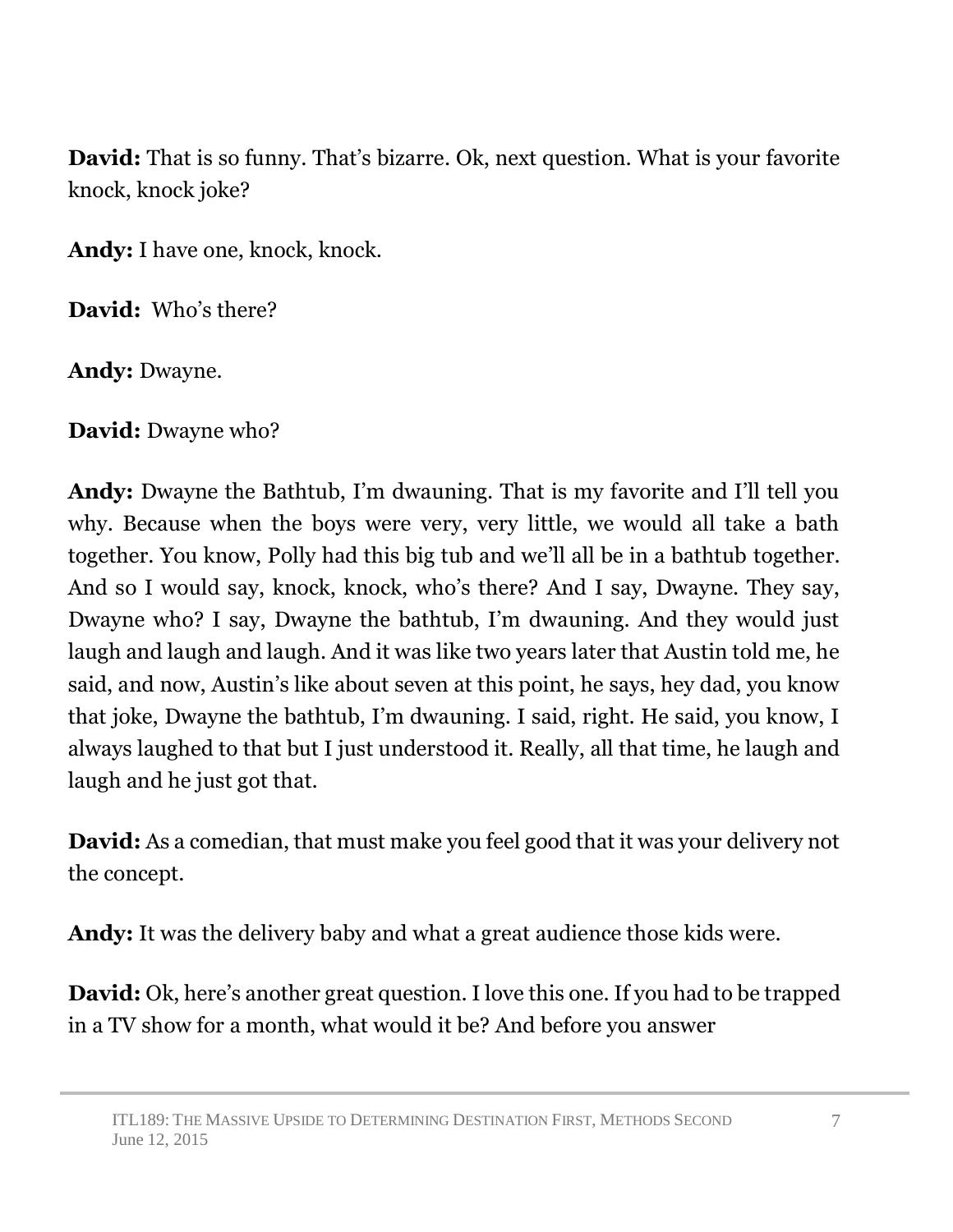**David:** That is so funny. That's bizarre. Ok, next question. What is your favorite knock, knock joke?

**Andy:** I have one, knock, knock.

**David:** Who's there?

**Andy:** Dwayne.

**David:** Dwayne who?

**Andy:** Dwayne the Bathtub, I'm dwauning. That is my favorite and I'll tell you why. Because when the boys were very, very little, we would all take a bath together. You know, Polly had this big tub and we'll all be in a bathtub together. And so I would say, knock, knock, who's there? And I say, Dwayne. They say, Dwayne who? I say, Dwayne the bathtub, I'm dwauning. And they would just laugh and laugh and laugh. And it was like two years later that Austin told me, he said, and now, Austin's like about seven at this point, he says, hey dad, you know that joke, Dwayne the bathtub, I'm dwauning. I said, right. He said, you know, I always laughed to that but I just understood it. Really, all that time, he laugh and laugh and he just got that.

**David:** As a comedian, that must make you feel good that it was your delivery not the concept.

**Andy:** It was the delivery baby and what a great audience those kids were.

**David:** Ok, here's another great question. I love this one. If you had to be trapped in a TV show for a month, what would it be? And before you answer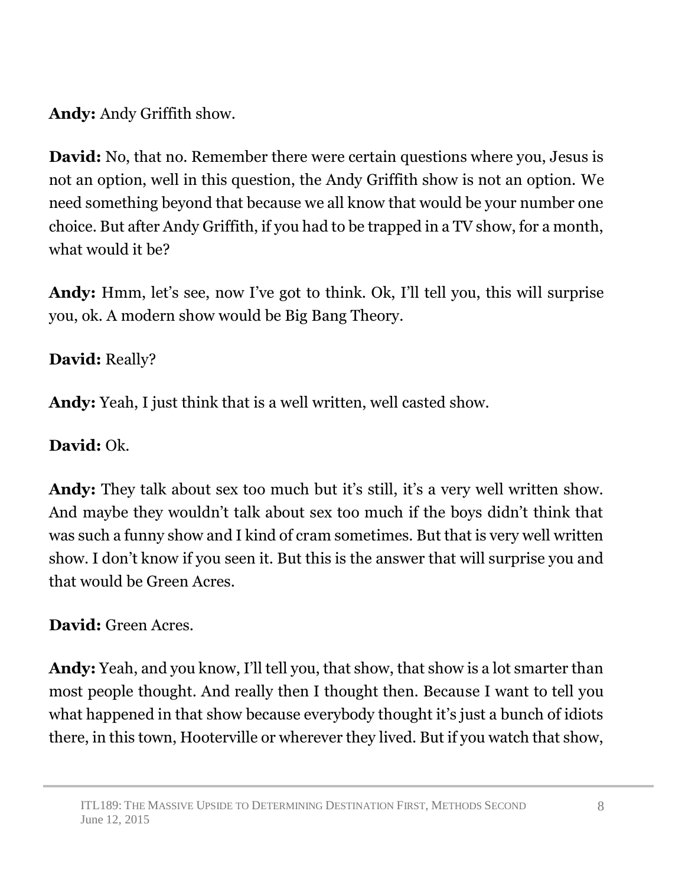**Andy:** Andy Griffith show.

**David:** No, that no. Remember there were certain questions where you, Jesus is not an option, well in this question, the Andy Griffith show is not an option. We need something beyond that because we all know that would be your number one choice. But after Andy Griffith, if you had to be trapped in a TV show, for a month, what would it be?

**Andy:** Hmm, let's see, now I've got to think. Ok, I'll tell you, this will surprise you, ok. A modern show would be Big Bang Theory.

**David:** Really?

**Andy:** Yeah, I just think that is a well written, well casted show.

**David:** Ok.

**Andy:** They talk about sex too much but it's still, it's a very well written show. And maybe they wouldn't talk about sex too much if the boys didn't think that was such a funny show and I kind of cram sometimes. But that is very well written show. I don't know if you seen it. But this is the answer that will surprise you and that would be Green Acres.

**David:** Green Acres.

**Andy:** Yeah, and you know, I'll tell you, that show, that show is a lot smarter than most people thought. And really then I thought then. Because I want to tell you what happened in that show because everybody thought it's just a bunch of idiots there, in this town, Hooterville or wherever they lived. But if you watch that show,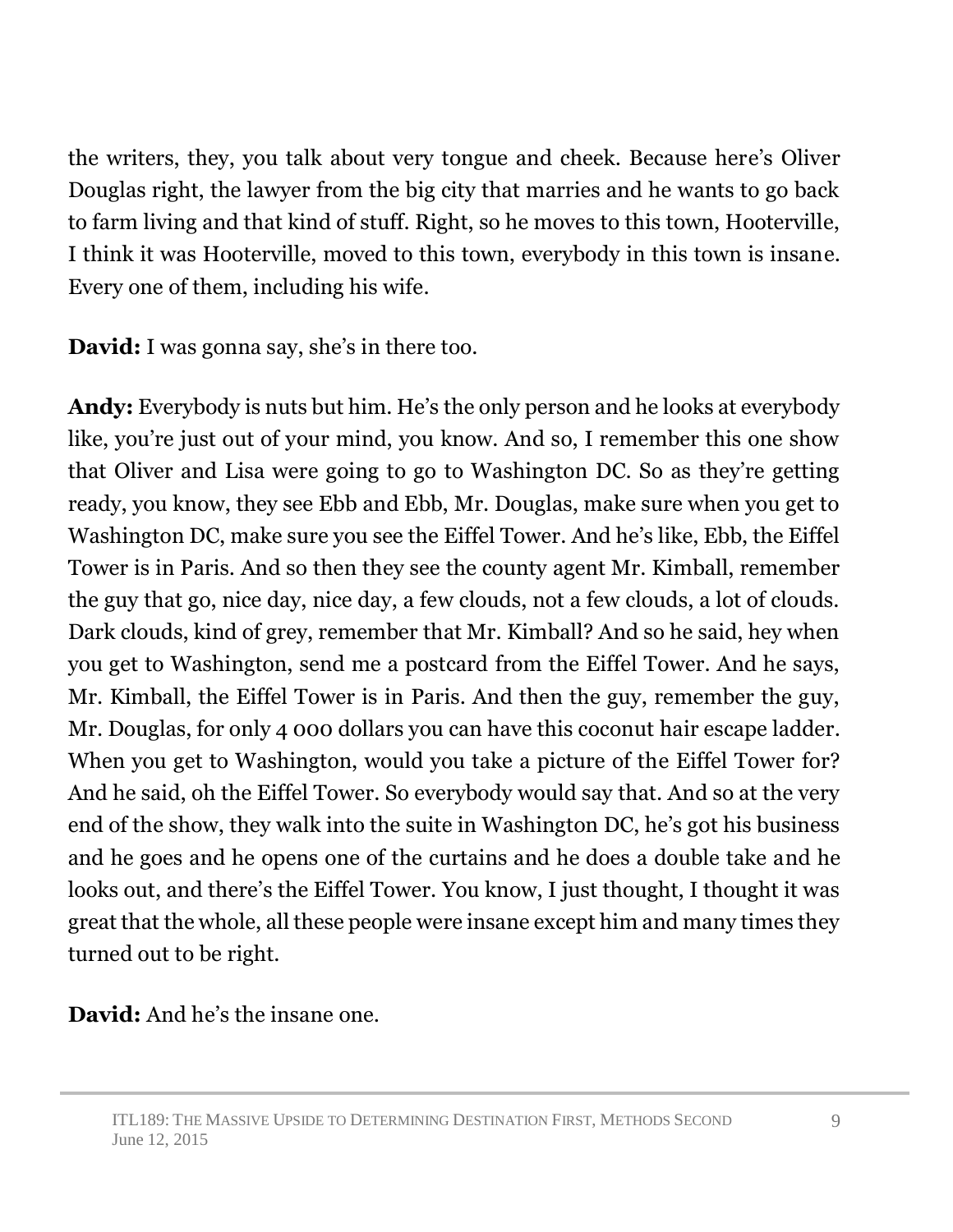the writers, they, you talk about very tongue and cheek. Because here's Oliver Douglas right, the lawyer from the big city that marries and he wants to go back to farm living and that kind of stuff. Right, so he moves to this town, Hooterville, I think it was Hooterville, moved to this town, everybody in this town is insane. Every one of them, including his wife.

**David:** I was gonna say, she's in there too.

**Andy:** Everybody is nuts but him. He's the only person and he looks at everybody like, you're just out of your mind, you know. And so, I remember this one show that Oliver and Lisa were going to go to Washington DC. So as they're getting ready, you know, they see Ebb and Ebb, Mr. Douglas, make sure when you get to Washington DC, make sure you see the Eiffel Tower. And he's like, Ebb, the Eiffel Tower is in Paris. And so then they see the county agent Mr. Kimball, remember the guy that go, nice day, nice day, a few clouds, not a few clouds, a lot of clouds. Dark clouds, kind of grey, remember that Mr. Kimball? And so he said, hey when you get to Washington, send me a postcard from the Eiffel Tower. And he says, Mr. Kimball, the Eiffel Tower is in Paris. And then the guy, remember the guy, Mr. Douglas, for only 4 000 dollars you can have this coconut hair escape ladder. When you get to Washington, would you take a picture of the Eiffel Tower for? And he said, oh the Eiffel Tower. So everybody would say that. And so at the very end of the show, they walk into the suite in Washington DC, he's got his business and he goes and he opens one of the curtains and he does a double take and he looks out, and there's the Eiffel Tower. You know, I just thought, I thought it was great that the whole, all these people were insane except him and many times they turned out to be right.

**David:** And he's the insane one.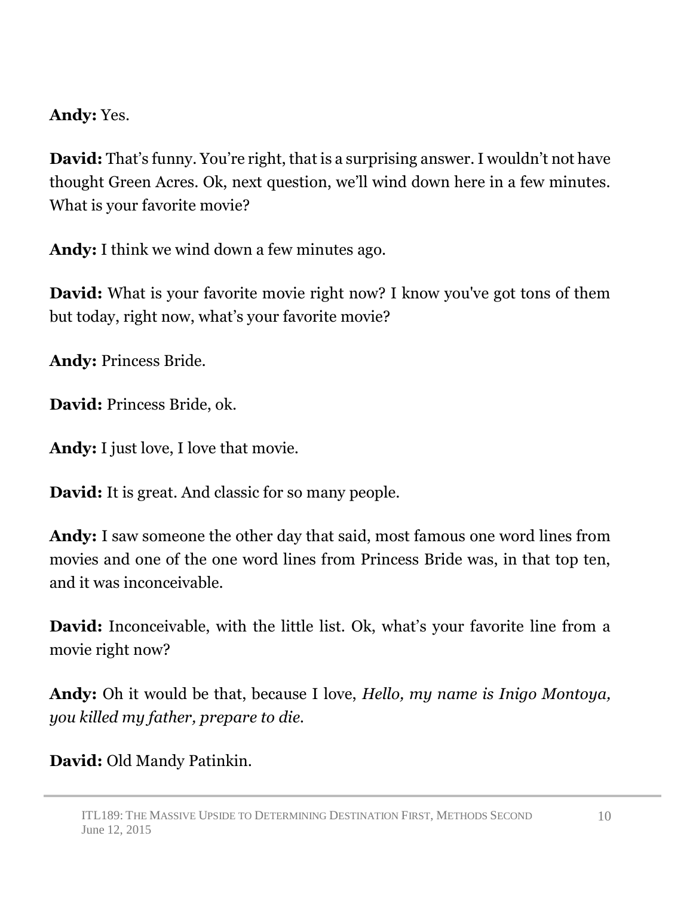**Andy:** Yes.

**David:** That's funny. You're right, that is a surprising answer. I wouldn't not have thought Green Acres. Ok, next question, we'll wind down here in a few minutes. What is your favorite movie?

**Andy:** I think we wind down a few minutes ago.

**David:** What is your favorite movie right now? I know you've got tons of them but today, right now, what's your favorite movie?

**Andy:** Princess Bride.

**David:** Princess Bride, ok.

**Andy:** I just love, I love that movie.

**David:** It is great. And classic for so many people.

**Andy:** I saw someone the other day that said, most famous one word lines from movies and one of the one word lines from Princess Bride was, in that top ten, and it was inconceivable.

**David:** Inconceivable, with the little list. Ok, what's your favorite line from a movie right now?

**Andy:** Oh it would be that, because I love, *Hello, my name is Inigo Montoya, you killed my father, prepare to die.*

**David:** Old Mandy Patinkin.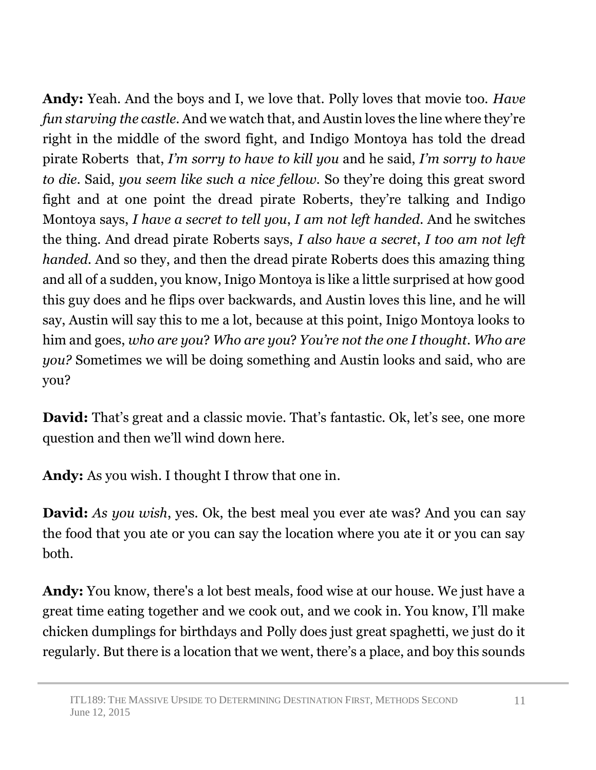**Andy:** Yeah. And the boys and I, we love that. Polly loves that movie too. *Have fun starving the castle*. And we watch that, and Austin loves the line where they're right in the middle of the sword fight, and Indigo Montoya has told the dread pirate Roberts that, *I'm sorry to have to kill you* and he said, *I'm sorry to have to die*. Said, *you seem like such a nice fellow*. So they're doing this great sword fight and at one point the dread pirate Roberts, they're talking and Indigo Montoya says, *I have a secret to tell you*, *I am not left handed*. And he switches the thing. And dread pirate Roberts says, *I also have a secret*, *I too am not left handed*. And so they, and then the dread pirate Roberts does this amazing thing and all of a sudden, you know, Inigo Montoya is like a little surprised at how good this guy does and he flips over backwards, and Austin loves this line, and he will say, Austin will say this to me a lot, because at this point, Inigo Montoya looks to him and goes, *who are you*? *Who are you*? *You're not the one I thought*. *Who are you?* Sometimes we will be doing something and Austin looks and said, who are you?

**David:** That's great and a classic movie. That's fantastic. Ok, let's see, one more question and then we'll wind down here.

**Andy:** As you wish. I thought I throw that one in.

**David:** *As you wish*, yes. Ok, the best meal you ever ate was? And you can say the food that you ate or you can say the location where you ate it or you can say both.

**Andy:** You know, there's a lot best meals, food wise at our house. We just have a great time eating together and we cook out, and we cook in. You know, I'll make chicken dumplings for birthdays and Polly does just great spaghetti, we just do it regularly. But there is a location that we went, there's a place, and boy this sounds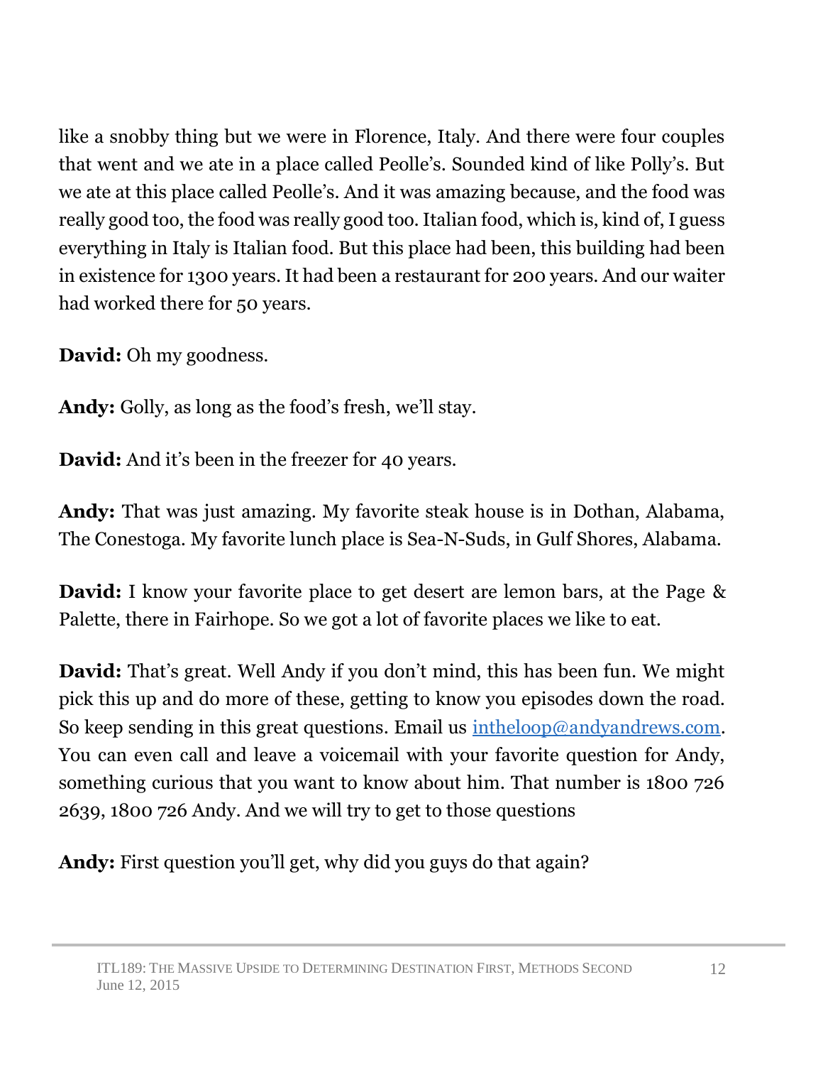like a snobby thing but we were in Florence, Italy. And there were four couples that went and we ate in a place called Peolle's. Sounded kind of like Polly's. But we ate at this place called Peolle's. And it was amazing because, and the food was really good too, the food was really good too. Italian food, which is, kind of, I guess everything in Italy is Italian food. But this place had been, this building had been in existence for 1300 years. It had been a restaurant for 200 years. And our waiter had worked there for 50 years.

**David:** Oh my goodness.

**Andy:** Golly, as long as the food's fresh, we'll stay.

**David:** And it's been in the freezer for 40 years.

**Andy:** That was just amazing. My favorite steak house is in Dothan, Alabama, The Conestoga. My favorite lunch place is Sea-N-Suds, in Gulf Shores, Alabama.

**David:** I know your favorite place to get desert are lemon bars, at the Page & Palette, there in Fairhope. So we got a lot of favorite places we like to eat.

**David:** That's great. Well Andy if you don't mind, this has been fun. We might pick this up and do more of these, getting to know you episodes down the road. So keep sending in this great questions. Email us intheloop@andyandrews.com. You can even call and leave a voicemail with your favorite question for Andy, something curious that you want to know about him. That number is 1800 726 2639, 1800 726 Andy. And we will try to get to those questions

**Andy:** First question you'll get, why did you guys do that again?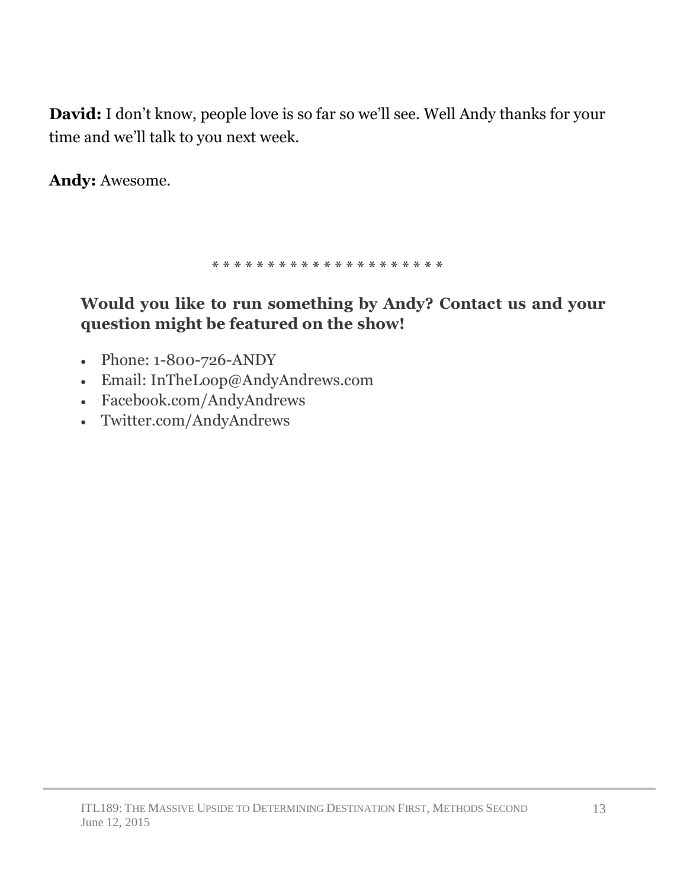**David:** I don't know, people love is so far so we'll see. Well Andy thanks for your time and we'll talk to you next week.

**Andy:** Awesome.

* * * * * * * * * * * * * * * * * * * * * *

**Would you like to run something by Andy? Contact us and your question might be featured on the show!**

- Phone: 1-800-726-ANDY
- Email: InTheLoop@AndyAndrews.com
- Facebook.com/AndyAndrews
- Twitter.com/AndyAndrews